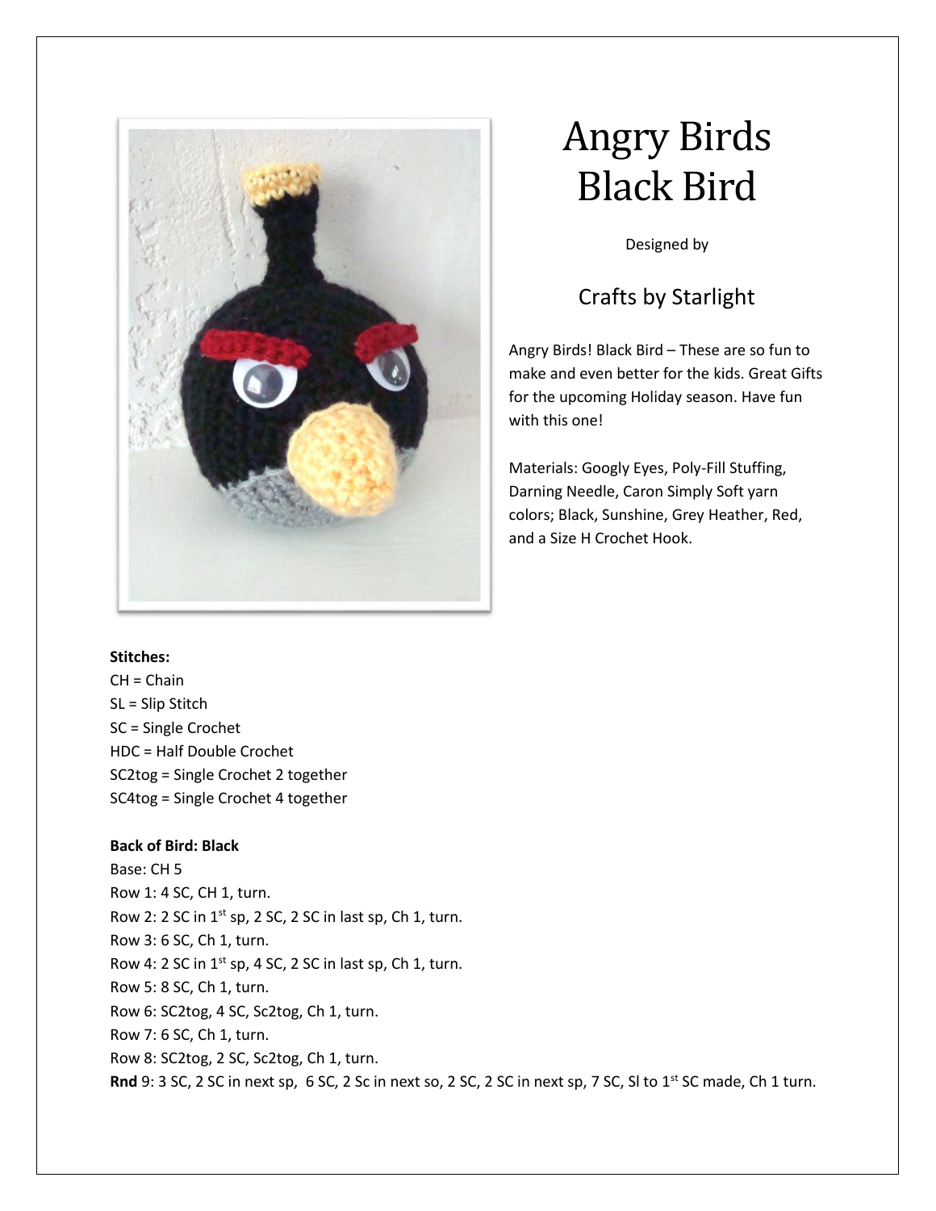# Angry Birds Black Bird

Designed by

## Crafts by Starlight

Angry Birds! Black Bird – These are so fun to make and even better for the kids. Great Gifts for the upcoming Holiday season. Have fun with this one!

Materials: Googly Eyes, Poly-Fill Stuffing, Darning Needle, Caron Simply Soft yarn colors; Black, Sunshine, Grey Heather, Red, and a Size H Crochet Hook.

**Stitches:**
CH = Chain
SL = Slip Stitch
SC = Single Crochet
HDC = Half Double Crochet
SC2tog = Single Crochet 2 together
SC4tog = Single Crochet 4 together

**Back of Bird: Black**
Base: CH 5
Row 1: 4 SC, CH 1, turn.
Row 2: 2 SC in 1st sp, 2 SC, 2 SC in last sp, Ch 1, turn.
Row 3: 6 SC, Ch 1, turn.
Row 4: 2 SC in 1st sp, 4 SC, 2 SC in last sp, Ch 1, turn.
Row 5: 8 SC, Ch 1, turn.
Row 6: SC2tog, 4 SC, Sc2tog, Ch 1, turn.
Row 7: 6 SC, Ch 1, turn.
Row 8: SC2tog, 2 SC, Sc2tog, Ch 1, turn.
**Rnd** 9: 3 SC, 2 SC in next sp, 6 SC, 2 Sc in next so, 2 SC, 2 SC in next sp, 7 SC, Sl to 1st SC made, Ch 1 turn.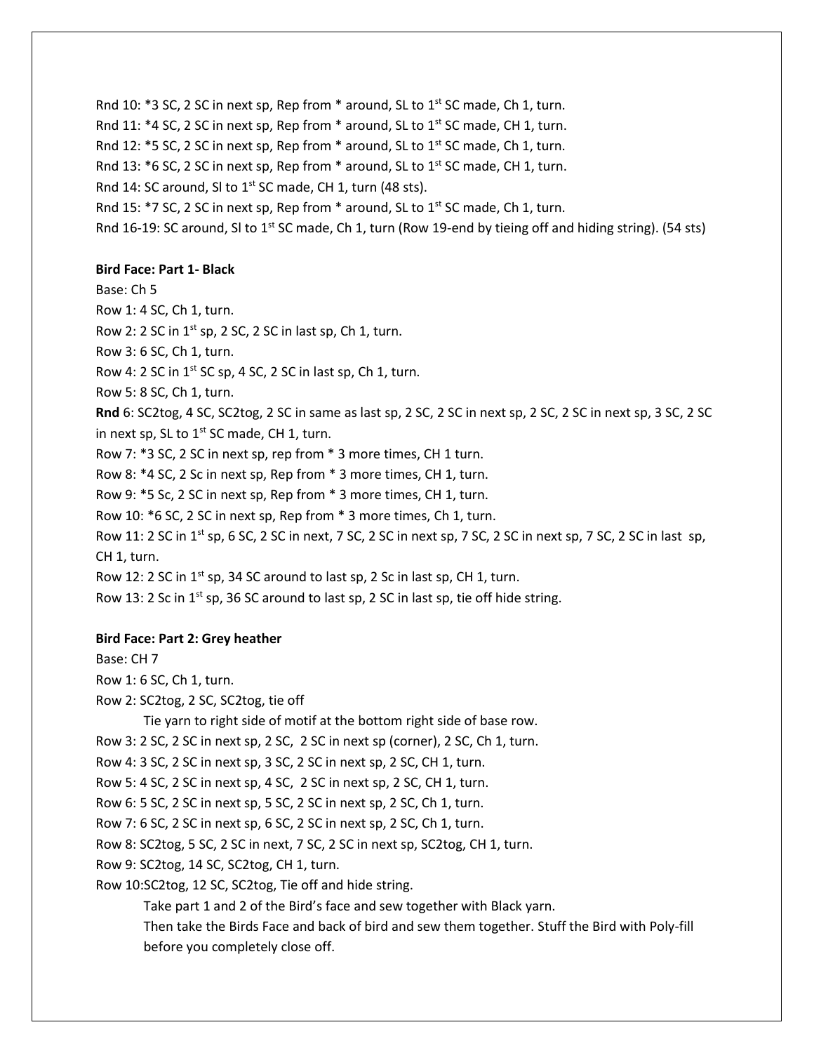Rnd 10: *3 SC, 2 SC in next sp, Rep from * around, SL to 1st SC made, Ch 1, turn.
Rnd 11: *4 SC, 2 SC in next sp, Rep from * around, SL to 1st SC made, CH 1, turn.
Rnd 12: *5 SC, 2 SC in next sp, Rep from * around, SL to 1st SC made, Ch 1, turn.
Rnd 13: *6 SC, 2 SC in next sp, Rep from * around, SL to 1st SC made, CH 1, turn.
Rnd 14: SC around, Sl to 1st SC made, CH 1, turn (48 sts).
Rnd 15: *7 SC, 2 SC in next sp, Rep from * around, SL to 1st SC made, Ch 1, turn.
Rnd 16-19: SC around, Sl to 1st SC made, Ch 1, turn (Row 19-end by tieing off and hiding string). (54 sts)

**Bird Face: Part 1- Black**

Base: Ch 5
Row 1: 4 SC, Ch 1, turn.
Row 2: 2 SC in 1st sp, 2 SC, 2 SC in last sp, Ch 1, turn.
Row 3: 6 SC, Ch 1, turn.
Row 4: 2 SC in 1st SC sp, 4 SC, 2 SC in last sp, Ch 1, turn.
Row 5: 8 SC, Ch 1, turn.
**Rnd** 6: SC2tog, 4 SC, SC2tog, 2 SC in same as last sp, 2 SC, 2 SC in next sp, 2 SC, 2 SC in next sp, 3 SC, 2 SC in next sp, SL to 1st SC made, CH 1, turn.
Row 7: *3 SC, 2 SC in next sp, rep from * 3 more times, CH 1 turn.
Row 8: *4 SC, 2 Sc in next sp, Rep from * 3 more times, CH 1, turn.
Row 9: *5 Sc, 2 SC in next sp, Rep from * 3 more times, CH 1, turn.
Row 10: *6 SC, 2 SC in next sp, Rep from * 3 more times, Ch 1, turn.
Row 11: 2 SC in 1st sp, 6 SC, 2 SC in next, 7 SC, 2 SC in next sp, 7 SC, 2 SC in next sp, 7 SC, 2 SC in last sp, CH 1, turn.
Row 12: 2 SC in 1st sp, 34 SC around to last sp, 2 Sc in last sp, CH 1, turn.
Row 13: 2 Sc in 1st sp, 36 SC around to last sp, 2 SC in last sp, tie off hide string.

**Bird Face: Part 2: Grey heather**

Base: CH 7
Row 1: 6 SC, Ch 1, turn.
Row 2: SC2tog, 2 SC, SC2tog, tie off

Tie yarn to right side of motif at the bottom right side of base row.

Row 3: 2 SC, 2 SC in next sp, 2 SC, 2 SC in next sp (corner), 2 SC, Ch 1, turn.
Row 4: 3 SC, 2 SC in next sp, 3 SC, 2 SC in next sp, 2 SC, CH 1, turn.
Row 5: 4 SC, 2 SC in next sp, 4 SC, 2 SC in next sp, 2 SC, CH 1, turn.
Row 6: 5 SC, 2 SC in next sp, 5 SC, 2 SC in next sp, 2 SC, Ch 1, turn.
Row 7: 6 SC, 2 SC in next sp, 6 SC, 2 SC in next sp, 2 SC, Ch 1, turn.
Row 8: SC2tog, 5 SC, 2 SC in next, 7 SC, 2 SC in next sp, SC2tog, CH 1, turn.
Row 9: SC2tog, 14 SC, SC2tog, CH 1, turn.
Row 10:SC2tog, 12 SC, SC2tog, Tie off and hide string.

Take part 1 and 2 of the Bird's face and sew together with Black yarn.

Then take the Birds Face and back of bird and sew them together. Stuff the Bird with Poly-fill before you completely close off.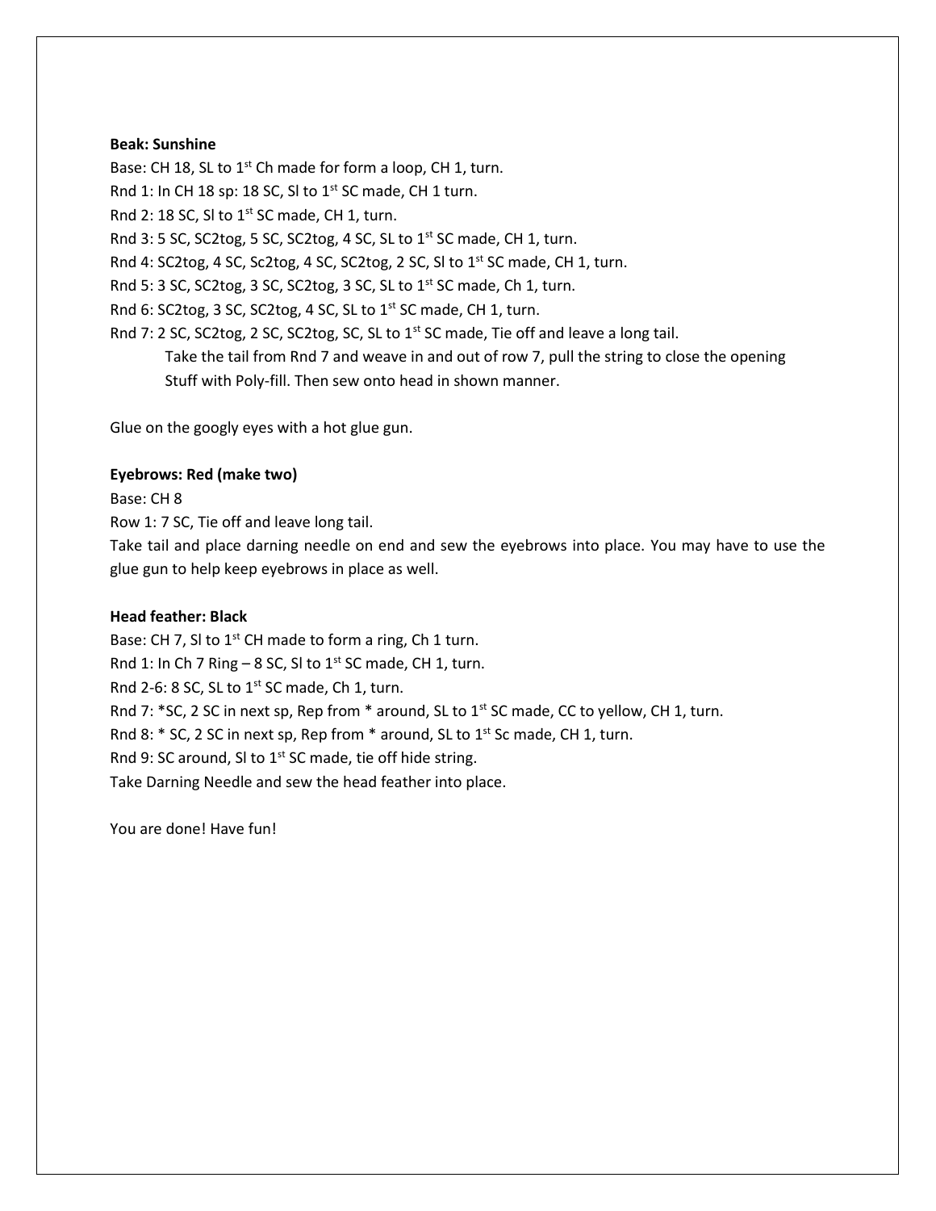**Beak: Sunshine**

Base: CH 18, SL to 1st Ch made for form a loop, CH 1, turn.

Rnd 1: In CH 18 sp: 18 SC, Sl to 1st SC made, CH 1 turn.

Rnd 2: 18 SC, Sl to 1st SC made, CH 1, turn.

Rnd 3: 5 SC, SC2tog, 5 SC, SC2tog, 4 SC, SL to 1st SC made, CH 1, turn.

Rnd 4: SC2tog, 4 SC, Sc2tog, 4 SC, SC2tog, 2 SC, Sl to 1st SC made, CH 1, turn.

Rnd 5: 3 SC, SC2tog, 3 SC, SC2tog, 3 SC, SL to 1st SC made, Ch 1, turn.

Rnd 6: SC2tog, 3 SC, SC2tog, 4 SC, SL to 1st SC made, CH 1, turn.

Rnd 7: 2 SC, SC2tog, 2 SC, SC2tog, SC, SL to 1st SC made, Tie off and leave a long tail.

Take the tail from Rnd 7 and weave in and out of row 7, pull the string to close the opening

Stuff with Poly-fill. Then sew onto head in shown manner.

Glue on the googly eyes with a hot glue gun.

**Eyebrows: Red (make two)**

Base: CH 8

Row 1: 7 SC, Tie off and leave long tail.

Take tail and place darning needle on end and sew the eyebrows into place. You may have to use the glue gun to help keep eyebrows in place as well.

**Head feather: Black**

Base: CH 7, Sl to 1st CH made to form a ring, Ch 1 turn.

Rnd 1: In Ch 7 Ring – 8 SC, Sl to 1st SC made, CH 1, turn.

Rnd 2-6: 8 SC, SL to 1st SC made, Ch 1, turn.

Rnd 7: *SC, 2 SC in next sp, Rep from * around, SL to 1st SC made, CC to yellow, CH 1, turn.

Rnd 8: * SC, 2 SC in next sp, Rep from * around, SL to 1st Sc made, CH 1, turn.

Rnd 9: SC around, Sl to 1st SC made, tie off hide string.

Take Darning Needle and sew the head feather into place.

You are done! Have fun!